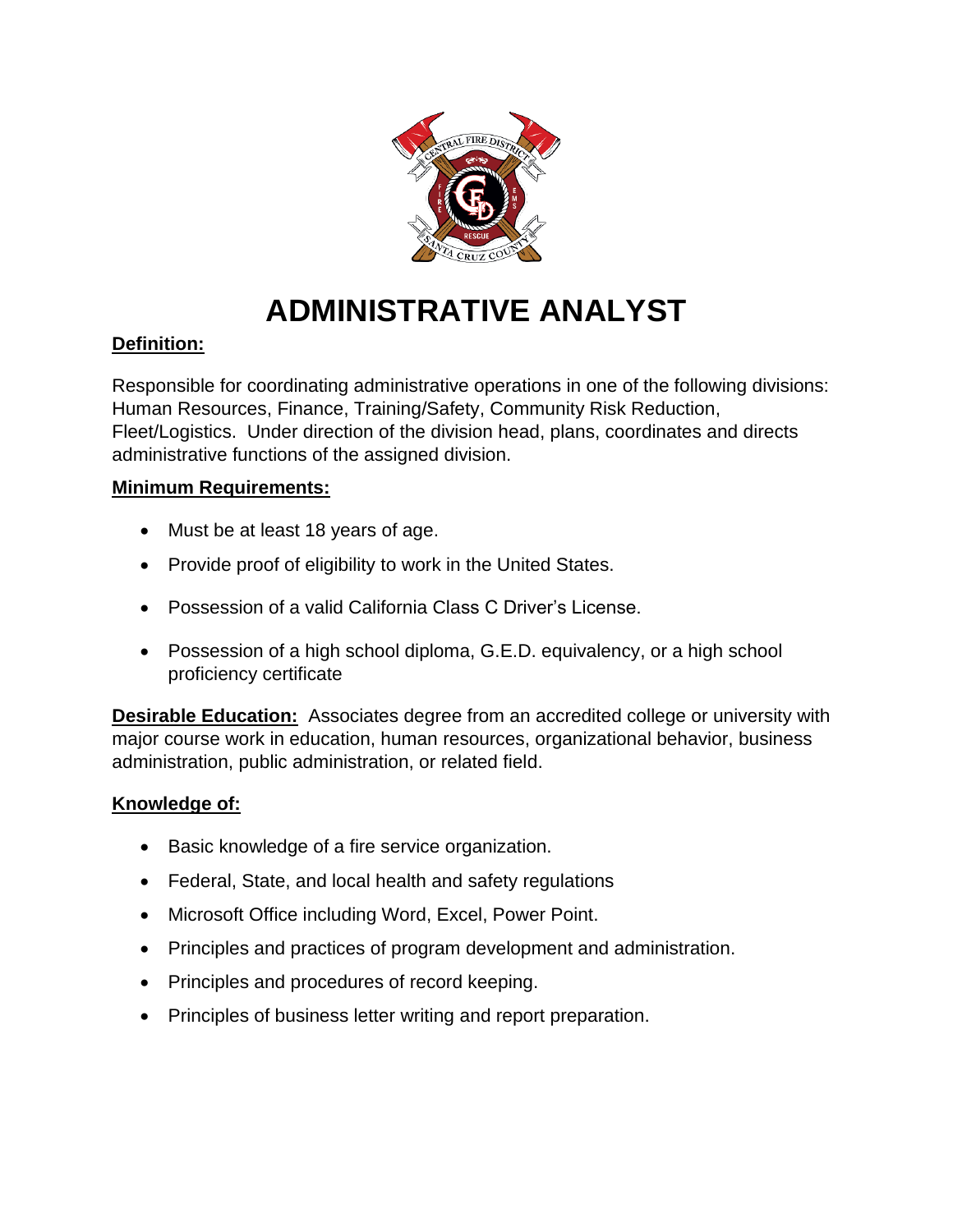# ADMINISTRATIVE ANALYST

**Definition:**

Responsible for coordinating administrative operations in one of the following divisions: Human Resources, Finance, Training/Safety, Community Risk Reduction, Fleet/Logistics. Under direction of the division head, plans, coordinates and directs administrative functions of the assigned division.

**Minimum Requirements:**

- Must be at least 18 years of age.
- Provide proof of eligibility to work in the United States.
- Possession of a valid California Class C Driver's License.
- Possession of a high school diploma, G.E.D. equivalency, or a high school proficiency certificate

**Desirable Education:** Associates degree from an accredited college or university with major course work in education, human resources, organizational behavior, business administration, public administration, or related field.

**Knowledge of:**

- Basic knowledge of a fire service organization.
- Federal, State, and local health and safety regulations
- Microsoft Office including Word, Excel, Power Point.
- Principles and practices of program development and administration.
- Principles and procedures of record keeping.
- Principles of business letter writing and report preparation.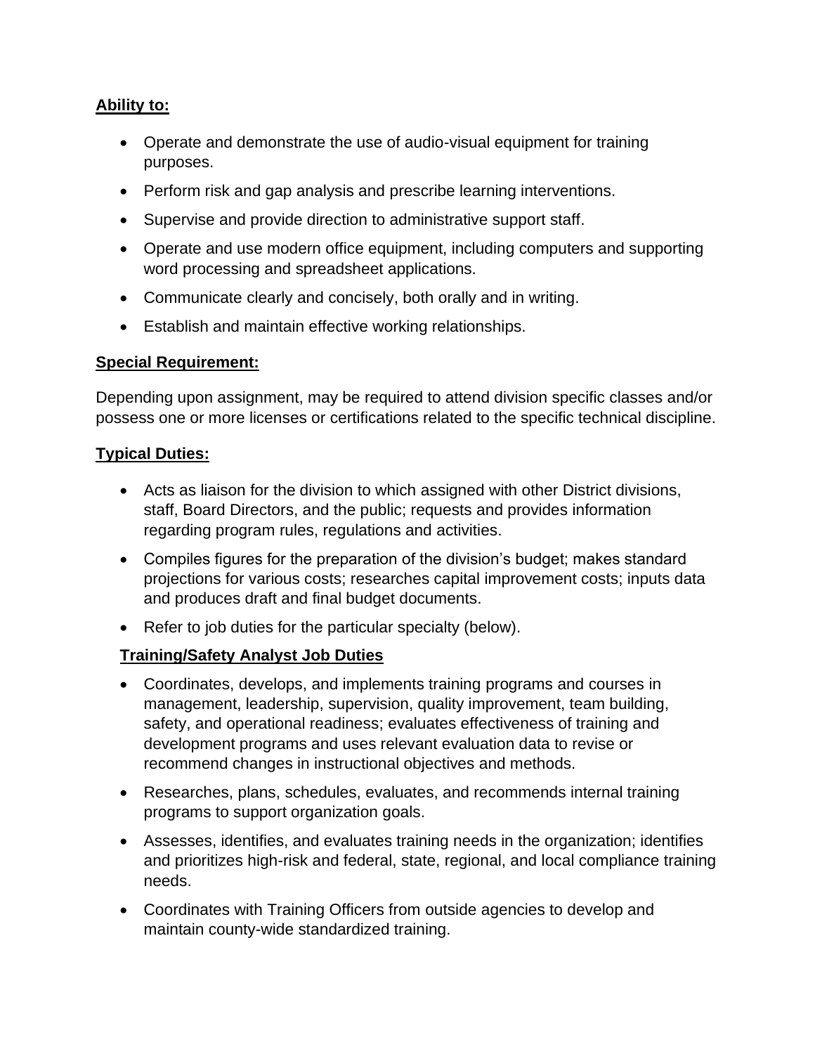**Ability to:**

- Operate and demonstrate the use of audio-visual equipment for training purposes.
- Perform risk and gap analysis and prescribe learning interventions.
- Supervise and provide direction to administrative support staff.
- Operate and use modern office equipment, including computers and supporting word processing and spreadsheet applications.
- Communicate clearly and concisely, both orally and in writing.
- Establish and maintain effective working relationships.

**Special Requirement:**

Depending upon assignment, may be required to attend division specific classes and/or possess one or more licenses or certifications related to the specific technical discipline.

**Typical Duties:**

- Acts as liaison for the division to which assigned with other District divisions, staff, Board Directors, and the public; requests and provides information regarding program rules, regulations and activities.
- Compiles figures for the preparation of the division's budget; makes standard projections for various costs; researches capital improvement costs; inputs data and produces draft and final budget documents.
- Refer to job duties for the particular specialty (below).

**Training/Safety Analyst Job Duties**

- Coordinates, develops, and implements training programs and courses in management, leadership, supervision, quality improvement, team building, safety, and operational readiness; evaluates effectiveness of training and development programs and uses relevant evaluation data to revise or recommend changes in instructional objectives and methods.
- Researches, plans, schedules, evaluates, and recommends internal training programs to support organization goals.
- Assesses, identifies, and evaluates training needs in the organization; identifies and prioritizes high-risk and federal, state, regional, and local compliance training needs.
- Coordinates with Training Officers from outside agencies to develop and maintain county-wide standardized training.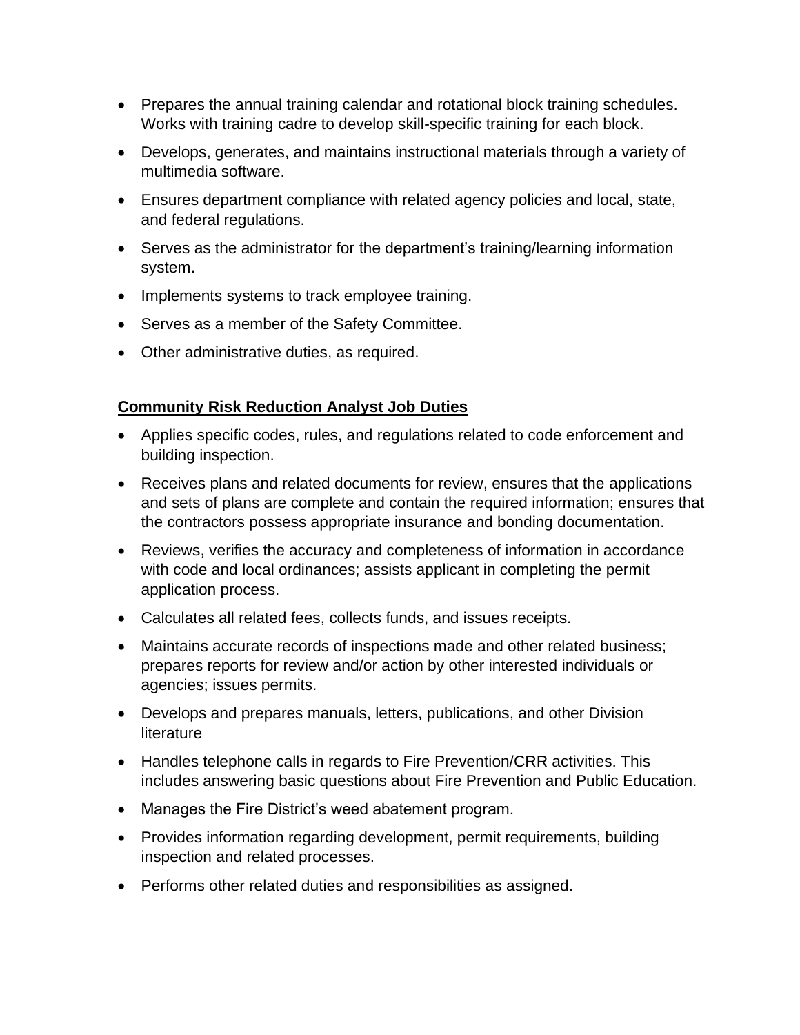- Prepares the annual training calendar and rotational block training schedules. Works with training cadre to develop skill-specific training for each block.
- Develops, generates, and maintains instructional materials through a variety of multimedia software.
- Ensures department compliance with related agency policies and local, state, and federal regulations.
- Serves as the administrator for the department's training/learning information system.
- Implements systems to track employee training.
- Serves as a member of the Safety Committee.
- Other administrative duties, as required.

**Community Risk Reduction Analyst Job Duties**

- Applies specific codes, rules, and regulations related to code enforcement and building inspection.
- Receives plans and related documents for review, ensures that the applications and sets of plans are complete and contain the required information; ensures that the contractors possess appropriate insurance and bonding documentation.
- Reviews, verifies the accuracy and completeness of information in accordance with code and local ordinances; assists applicant in completing the permit application process.
- Calculates all related fees, collects funds, and issues receipts.
- Maintains accurate records of inspections made and other related business; prepares reports for review and/or action by other interested individuals or agencies; issues permits.
- Develops and prepares manuals, letters, publications, and other Division literature
- Handles telephone calls in regards to Fire Prevention/CRR activities. This includes answering basic questions about Fire Prevention and Public Education.
- Manages the Fire District's weed abatement program.
- Provides information regarding development, permit requirements, building inspection and related processes.
- Performs other related duties and responsibilities as assigned.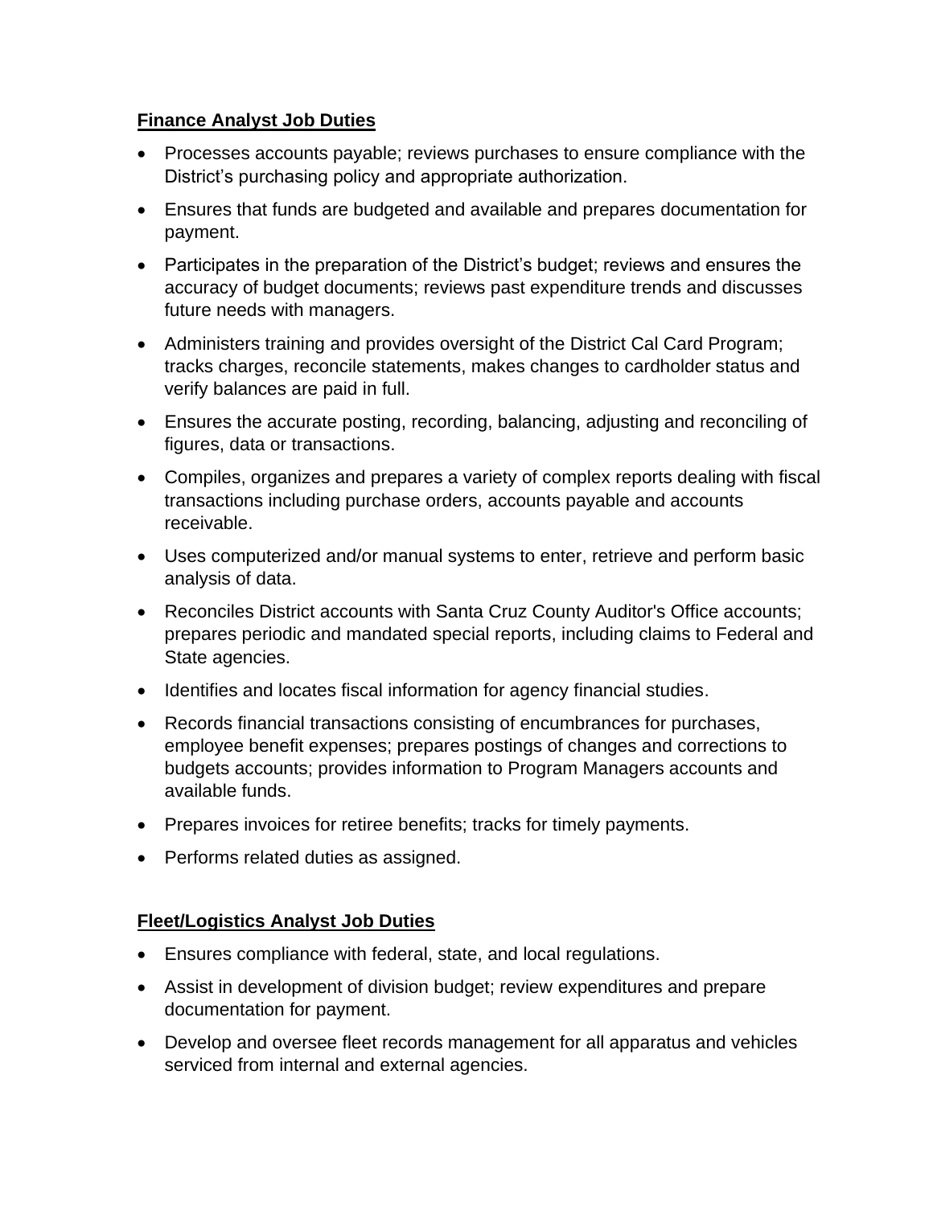**Finance Analyst Job Duties**

- Processes accounts payable; reviews purchases to ensure compliance with the District's purchasing policy and appropriate authorization.
- Ensures that funds are budgeted and available and prepares documentation for payment.
- Participates in the preparation of the District's budget; reviews and ensures the accuracy of budget documents; reviews past expenditure trends and discusses future needs with managers.
- Administers training and provides oversight of the District Cal Card Program; tracks charges, reconcile statements, makes changes to cardholder status and verify balances are paid in full.
- Ensures the accurate posting, recording, balancing, adjusting and reconciling of figures, data or transactions.
- Compiles, organizes and prepares a variety of complex reports dealing with fiscal transactions including purchase orders, accounts payable and accounts receivable.
- Uses computerized and/or manual systems to enter, retrieve and perform basic analysis of data.
- Reconciles District accounts with Santa Cruz County Auditor's Office accounts; prepares periodic and mandated special reports, including claims to Federal and State agencies.
- Identifies and locates fiscal information for agency financial studies.
- Records financial transactions consisting of encumbrances for purchases, employee benefit expenses; prepares postings of changes and corrections to budgets accounts; provides information to Program Managers accounts and available funds.
- Prepares invoices for retiree benefits; tracks for timely payments.
- Performs related duties as assigned.

**Fleet/Logistics Analyst Job Duties**

- Ensures compliance with federal, state, and local regulations.
- Assist in development of division budget; review expenditures and prepare documentation for payment.
- Develop and oversee fleet records management for all apparatus and vehicles serviced from internal and external agencies.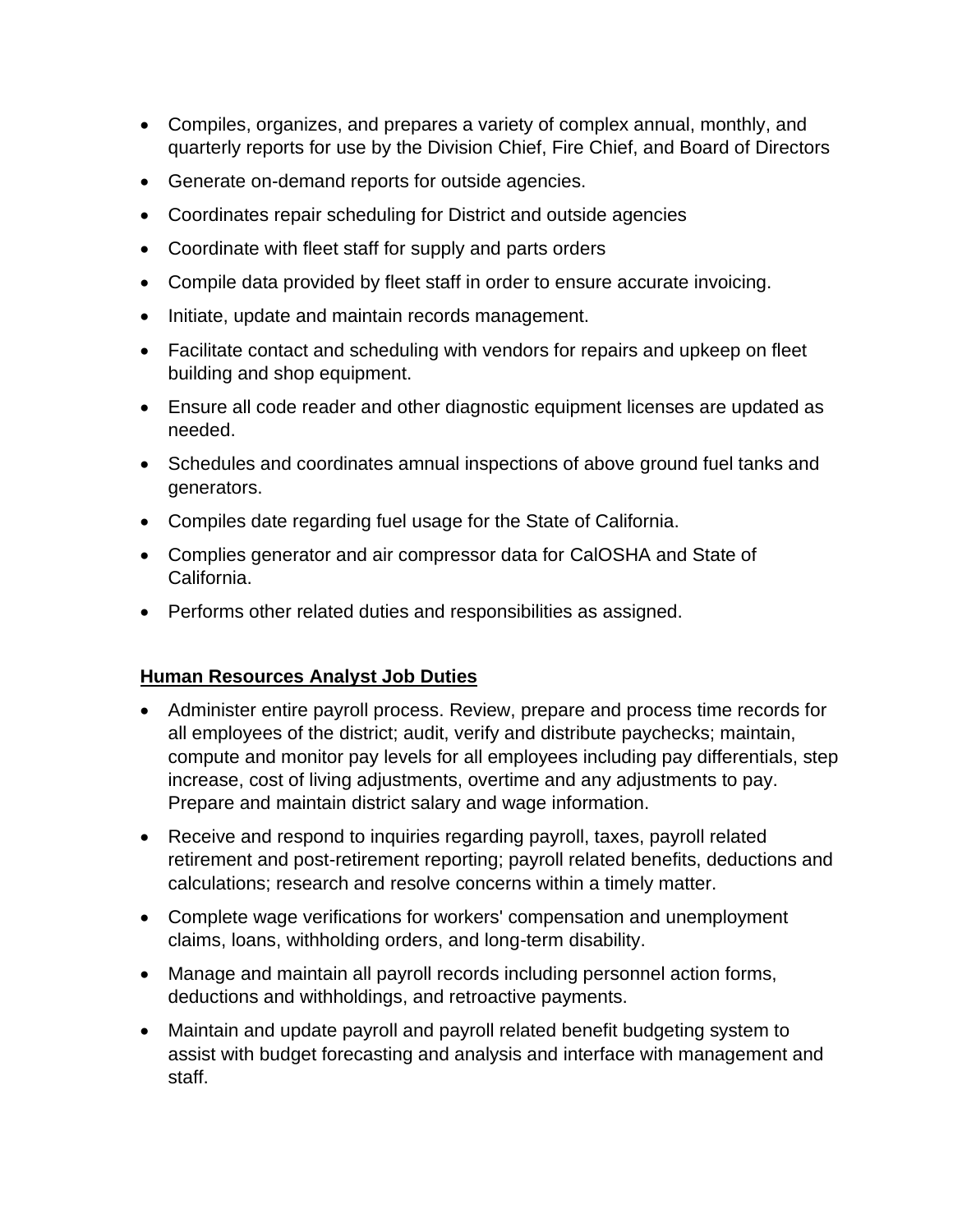- Compiles, organizes, and prepares a variety of complex annual, monthly, and quarterly reports for use by the Division Chief, Fire Chief, and Board of Directors
- Generate on-demand reports for outside agencies.
- Coordinates repair scheduling for District and outside agencies
- Coordinate with fleet staff for supply and parts orders
- Compile data provided by fleet staff in order to ensure accurate invoicing.
- Initiate, update and maintain records management.
- Facilitate contact and scheduling with vendors for repairs and upkeep on fleet building and shop equipment.
- Ensure all code reader and other diagnostic equipment licenses are updated as needed.
- Schedules and coordinates amnual inspections of above ground fuel tanks and generators.
- Compiles date regarding fuel usage for the State of California.
- Complies generator and air compressor data for CalOSHA and State of California.
- Performs other related duties and responsibilities as assigned.

## **Human Resources Analyst Job Duties**

- Administer entire payroll process. Review, prepare and process time records for all employees of the district; audit, verify and distribute paychecks; maintain, compute and monitor pay levels for all employees including pay differentials, step increase, cost of living adjustments, overtime and any adjustments to pay. Prepare and maintain district salary and wage information.
- Receive and respond to inquiries regarding payroll, taxes, payroll related retirement and post-retirement reporting; payroll related benefits, deductions and calculations; research and resolve concerns within a timely matter.
- Complete wage verifications for workers' compensation and unemployment claims, loans, withholding orders, and long-term disability.
- Manage and maintain all payroll records including personnel action forms, deductions and withholdings, and retroactive payments.
- Maintain and update payroll and payroll related benefit budgeting system to assist with budget forecasting and analysis and interface with management and staff.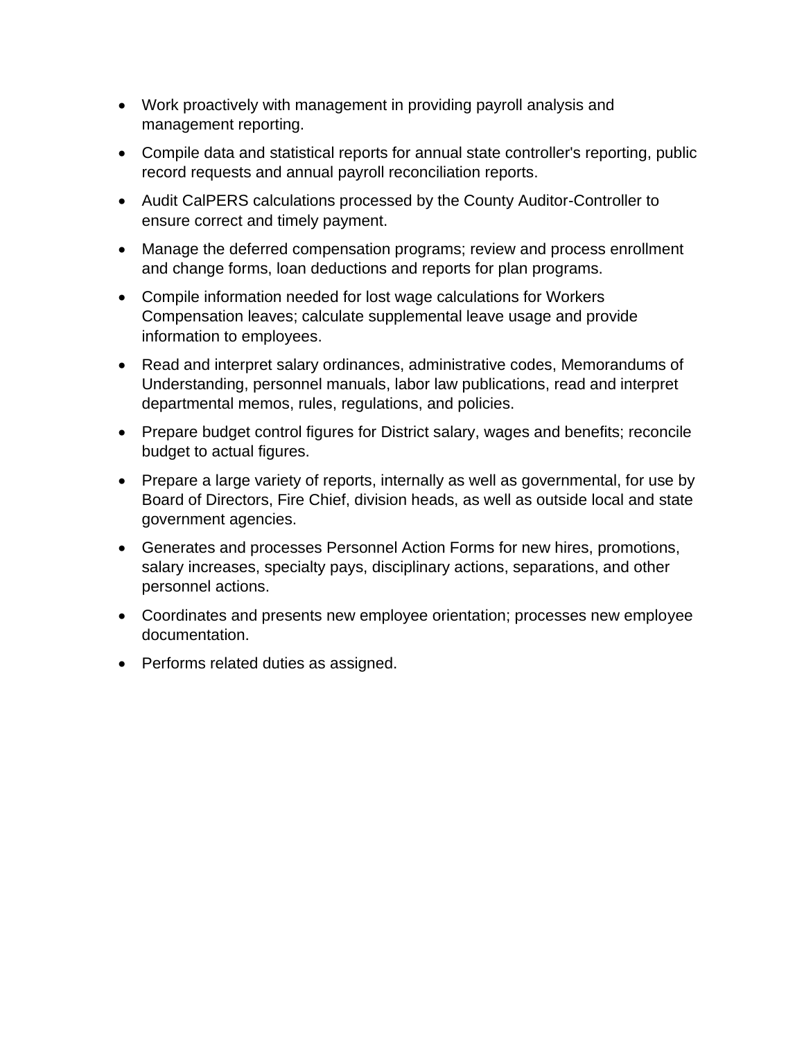- Work proactively with management in providing payroll analysis and management reporting.
- Compile data and statistical reports for annual state controller's reporting, public record requests and annual payroll reconciliation reports.
- Audit CalPERS calculations processed by the County Auditor-Controller to ensure correct and timely payment.
- Manage the deferred compensation programs; review and process enrollment and change forms, loan deductions and reports for plan programs.
- Compile information needed for lost wage calculations for Workers Compensation leaves; calculate supplemental leave usage and provide information to employees.
- Read and interpret salary ordinances, administrative codes, Memorandums of Understanding, personnel manuals, labor law publications, read and interpret departmental memos, rules, regulations, and policies.
- Prepare budget control figures for District salary, wages and benefits; reconcile budget to actual figures.
- Prepare a large variety of reports, internally as well as governmental, for use by Board of Directors, Fire Chief, division heads, as well as outside local and state government agencies.
- Generates and processes Personnel Action Forms for new hires, promotions, salary increases, specialty pays, disciplinary actions, separations, and other personnel actions.
- Coordinates and presents new employee orientation; processes new employee documentation.
- Performs related duties as assigned.